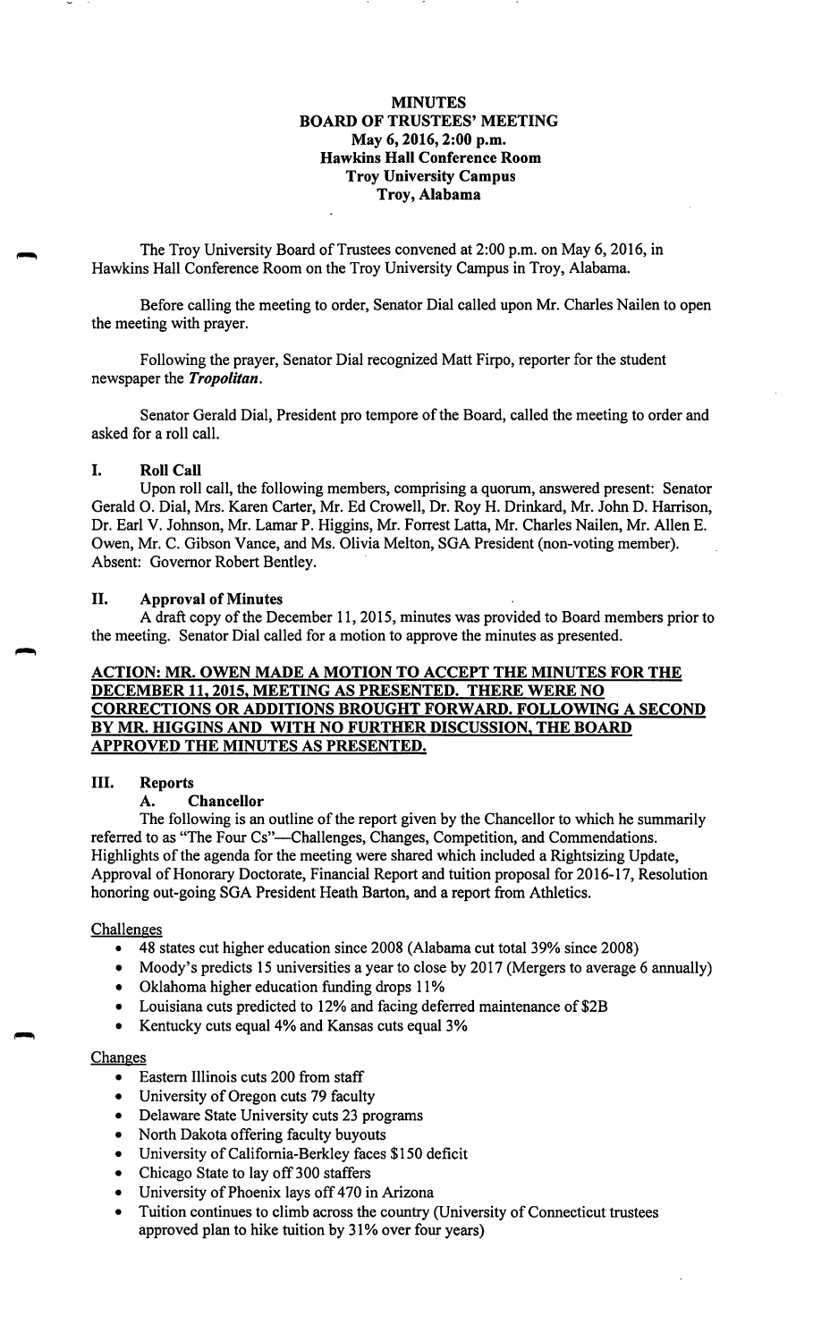# MINUTES
# BOARD OF TRUSTEES' MEETING
**May 6, 2016, 2:00 p.m.**
**Hawkins Hall Conference Room**
**Troy University Campus**
**Troy, Alabama**

The Troy University Board of Trustees convened at 2:00 p.m. on May 6, 2016, in Hawkins Hall Conference Room on the Troy University Campus in Troy, Alabama.

Before calling the meeting to order, Senator Dial called upon Mr. Charles Nailen to open the meeting with prayer.

Following the prayer, Senator Dial recognized Matt Firpo, reporter for the student newspaper the ***Tropolitan***.

Senator Gerald Dial, President pro tempore of the Board, called the meeting to order and asked for a roll call.

## I. Roll Call

Upon roll call, the following members, comprising a quorum, answered present: Senator Gerald O. Dial, Mrs. Karen Carter, Mr. Ed Crowell, Dr. Roy H. Drinkard, Mr. John D. Harrison, Dr. Earl V. Johnson, Mr. Lamar P. Higgins, Mr. Forrest Latta, Mr. Charles Nailen, Mr. Allen E. Owen, Mr. C. Gibson Vance, and Ms. Olivia Melton, SGA President (non-voting member). Absent: Governor Robert Bentley.

## II. Approval of Minutes

A draft copy of the December 11, 2015, minutes was provided to Board members prior to the meeting. Senator Dial called for a motion to approve the minutes as presented.

**ACTION: MR. OWEN MADE A MOTION TO ACCEPT THE MINUTES FOR THE DECEMBER 11, 2015, MEETING AS PRESENTED. THERE WERE NO CORRECTIONS OR ADDITIONS BROUGHT FORWARD. FOLLOWING A SECOND BY MR. HIGGINS AND WITH NO FURTHER DISCUSSION, THE BOARD APPROVED THE MINUTES AS PRESENTED.**

## III. Reports

### A. Chancellor

The following is an outline of the report given by the Chancellor to which he summarily referred to as "The Four Cs"—Challenges, Changes, Competition, and Commendations. Highlights of the agenda for the meeting were shared which included a Rightsizing Update, Approval of Honorary Doctorate, Financial Report and tuition proposal for 2016-17, Resolution honoring out-going SGA President Heath Barton, and a report from Athletics.

Challenges

- 48 states cut higher education since 2008 (Alabama cut total 39% since 2008)
- Moody's predicts 15 universities a year to close by 2017 (Mergers to average 6 annually)
- Oklahoma higher education funding drops 11%
- Louisiana cuts predicted to 12% and facing deferred maintenance of $2B
- Kentucky cuts equal 4% and Kansas cuts equal 3%

Changes

- Eastern Illinois cuts 200 from staff
- University of Oregon cuts 79 faculty
- Delaware State University cuts 23 programs
- North Dakota offering faculty buyouts
- University of California-Berkley faces $150 deficit
- Chicago State to lay off 300 staffers
- University of Phoenix lays off 470 in Arizona
- Tuition continues to climb across the country (University of Connecticut trustees approved plan to hike tuition by 31% over four years)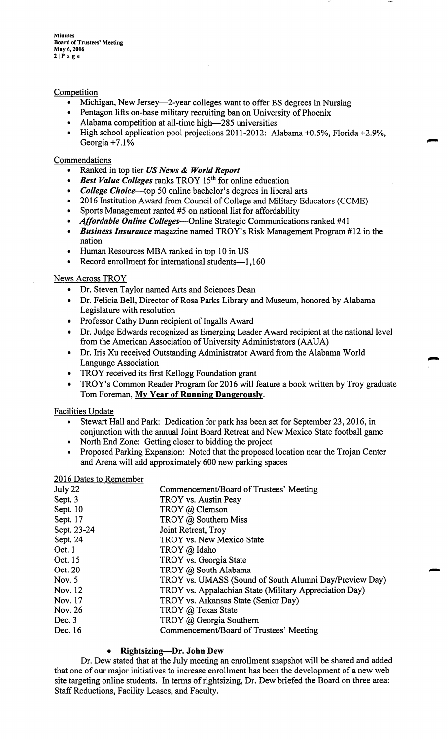Competition

- Michigan, New Jersey—2-year colleges want to offer BS degrees in Nursing
- Pentagon lifts on-base military recruiting ban on University of Phoenix
- Alabama competition at all-time high—285 universities
- High school application pool projections 2011-2012: Alabama +0.5%, Florida +2.9%, Georgia +7.1%

Commendations

- Ranked in top tier ***US News & World Report***
- ***Best Value Colleges*** ranks TROY 15th for online education
- ***College Choice***—top 50 online bachelor's degrees in liberal arts
- 2016 Institution Award from Council of College and Military Educators (CCME)
- Sports Management ranted #5 on national list for affordability
- ***Affordable Online Colleges***—Online Strategic Communications ranked #41
- ***Business Insurance*** magazine named TROY's Risk Management Program #12 in the nation
- Human Resources MBA ranked in top 10 in US
- Record enrollment for international students—1,160

News Across TROY

- Dr. Steven Taylor named Arts and Sciences Dean
- Dr. Felicia Bell, Director of Rosa Parks Library and Museum, honored by Alabama Legislature with resolution
- Professor Cathy Dunn recipient of Ingalls Award
- Dr. Judge Edwards recognized as Emerging Leader Award recipient at the national level from the American Association of University Administrators (AAUA)
- Dr. Iris Xu received Outstanding Administrator Award from the Alabama World Language Association
- TROY received its first Kellogg Foundation grant
- TROY's Common Reader Program for 2016 will feature a book written by Troy graduate Tom Foreman, **My Year of Running Dangerously**.

Facilities Update

- Stewart Hall and Park: Dedication for park has been set for September 23, 2016, in conjunction with the annual Joint Board Retreat and New Mexico State football game
- North End Zone: Getting closer to bidding the project
- Proposed Parking Expansion: Noted that the proposed location near the Trojan Center and Arena will add approximately 600 new parking spaces

2016 Dates to Remember

| | |
|---|---|
| July 22 | Commencement/Board of Trustees' Meeting |
| Sept. 3 | TROY vs. Austin Peay |
| Sept. 10 | TROY @ Clemson |
| Sept. 17 | TROY @ Southern Miss |
| Sept. 23-24 | Joint Retreat, Troy |
| Sept. 24 | TROY vs. New Mexico State |
| Oct. 1 | TROY @ Idaho |
| Oct. 15 | TROY vs. Georgia State |
| Oct. 20 | TROY @ South Alabama |
| Nov. 5 | TROY vs. UMASS (Sound of South Alumni Day/Preview Day) |
| Nov. 12 | TROY vs. Appalachian State (Military Appreciation Day) |
| Nov. 17 | TROY vs. Arkansas State (Senior Day) |
| Nov. 26 | TROY @ Texas State |
| Dec. 3 | TROY @ Georgia Southern |
| Dec. 16 | Commencement/Board of Trustees' Meeting |

- **Rightsizing—Dr. John Dew**

Dr. Dew stated that at the July meeting an enrollment snapshot will be shared and added that one of our major initiatives to increase enrollment has been the development of a new web site targeting online students. In terms of rightsizing, Dr. Dew briefed the Board on three area: Staff Reductions, Facility Leases, and Faculty.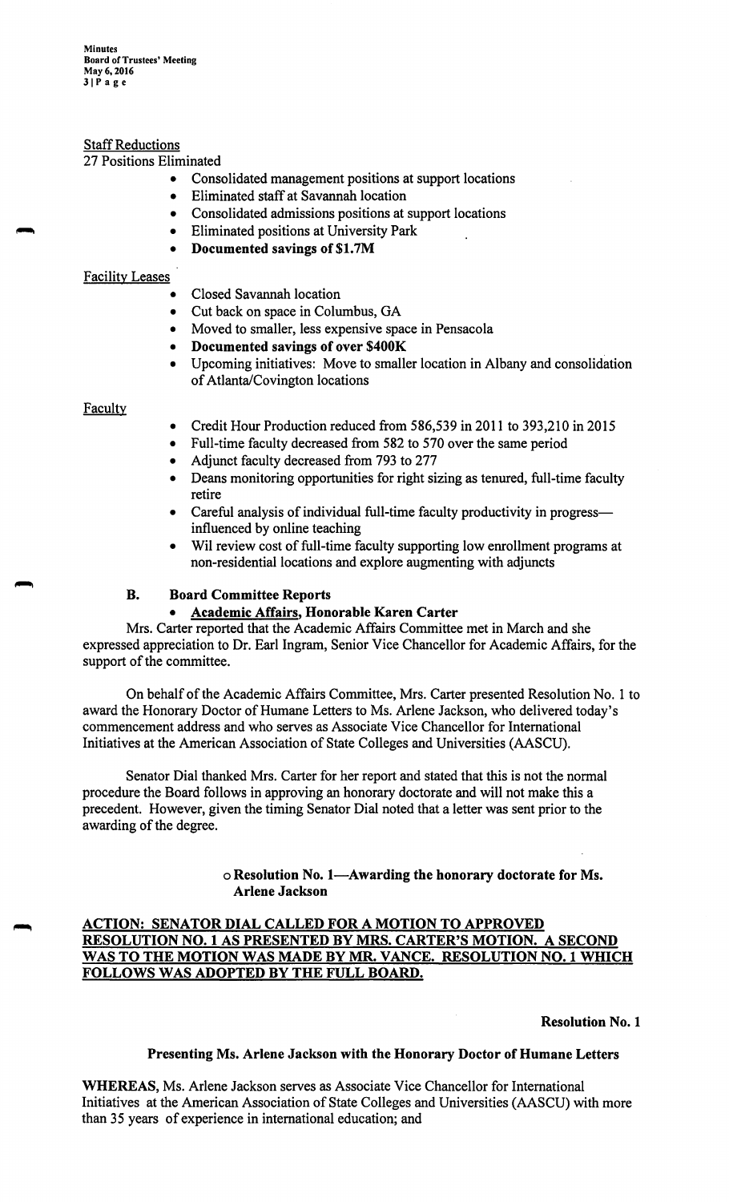Staff Reductions

27 Positions Eliminated

- Consolidated management positions at support locations
- Eliminated staff at Savannah location
- Consolidated admissions positions at support locations
- Eliminated positions at University Park
- **Documented savings of $1.7M**

Facility Leases

- Closed Savannah location
- Cut back on space in Columbus, GA
- Moved to smaller, less expensive space in Pensacola
- **Documented savings of over $400K**
- Upcoming initiatives: Move to smaller location in Albany and consolidation of Atlanta/Covington locations

Faculty

- Credit Hour Production reduced from 586,539 in 2011 to 393,210 in 2015
- Full-time faculty decreased from 582 to 570 over the same period
- Adjunct faculty decreased from 793 to 277
- Deans monitoring opportunities for right sizing as tenured, full-time faculty retire
- Careful analysis of individual full-time faculty productivity in progress—influenced by online teaching
- Wil review cost of full-time faculty supporting low enrollment programs at non-residential locations and explore augmenting with adjuncts

### B. Board Committee Reports

- **Academic Affairs, Honorable Karen Carter**

Mrs. Carter reported that the Academic Affairs Committee met in March and she expressed appreciation to Dr. Earl Ingram, Senior Vice Chancellor for Academic Affairs, for the support of the committee.

On behalf of the Academic Affairs Committee, Mrs. Carter presented Resolution No. 1 to award the Honorary Doctor of Humane Letters to Ms. Arlene Jackson, who delivered today's commencement address and who serves as Associate Vice Chancellor for International Initiatives at the American Association of State Colleges and Universities (AASCU).

Senator Dial thanked Mrs. Carter for her report and stated that this is not the normal procedure the Board follows in approving an honorary doctorate and will not make this a precedent. However, given the timing Senator Dial noted that a letter was sent prior to the awarding of the degree.

- **Resolution No. 1—Awarding the honorary doctorate for Ms. Arlene Jackson**

**ACTION: SENATOR DIAL CALLED FOR A MOTION TO APPROVED RESOLUTION NO. 1 AS PRESENTED BY MRS. CARTER'S MOTION. A SECOND WAS TO THE MOTION WAS MADE BY MR. VANCE. RESOLUTION NO. 1 WHICH FOLLOWS WAS ADOPTED BY THE FULL BOARD.**

**Resolution No. 1**

**Presenting Ms. Arlene Jackson with the Honorary Doctor of Humane Letters**

**WHEREAS,** Ms. Arlene Jackson serves as Associate Vice Chancellor for International Initiatives at the American Association of State Colleges and Universities (AASCU) with more than 35 years of experience in international education; and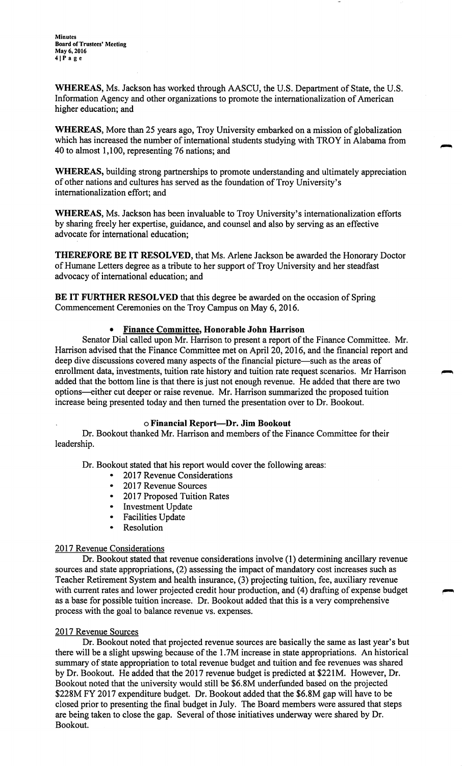**WHEREAS,** Ms. Jackson has worked through AASCU, the U.S. Department of State, the U.S. Information Agency and other organizations to promote the internationalization of American higher education; and

**WHEREAS,** More than 25 years ago, Troy University embarked on a mission of globalization which has increased the number of international students studying with TROY in Alabama from 40 to almost 1,100, representing 76 nations; and

**WHEREAS,** building strong partnerships to promote understanding and ultimately appreciation of other nations and cultures has served as the foundation of Troy University's internationalization effort; and

**WHEREAS,** Ms. Jackson has been invaluable to Troy University's internationalization efforts by sharing freely her expertise, guidance, and counsel and also by serving as an effective advocate for international education;

**THEREFORE BE IT RESOLVED,** that Ms. Arlene Jackson be awarded the Honorary Doctor of Humane Letters degree as a tribute to her support of Troy University and her steadfast advocacy of international education; and

**BE IT FURTHER RESOLVED** that this degree be awarded on the occasion of Spring Commencement Ceremonies on the Troy Campus on May 6, 2016.

- **Finance Committee, Honorable John Harrison**

Senator Dial called upon Mr. Harrison to present a report of the Finance Committee. Mr. Harrison advised that the Finance Committee met on April 20, 2016, and the financial report and deep dive discussions covered many aspects of the financial picture—such as the areas of enrollment data, investments, tuition rate history and tuition rate request scenarios. Mr Harrison added that the bottom line is that there is just not enough revenue. He added that there are two options—either cut deeper or raise revenue. Mr. Harrison summarized the proposed tuition increase being presented today and then turned the presentation over to Dr. Bookout.

- **Financial Report—Dr. Jim Bookout**

Dr. Bookout thanked Mr. Harrison and members of the Finance Committee for their leadership.

Dr. Bookout stated that his report would cover the following areas:

- 2017 Revenue Considerations
- 2017 Revenue Sources
- 2017 Proposed Tuition Rates
- Investment Update
- Facilities Update
- Resolution

2017 Revenue Considerations

Dr. Bookout stated that revenue considerations involve (1) determining ancillary revenue sources and state appropriations, (2) assessing the impact of mandatory cost increases such as Teacher Retirement System and health insurance, (3) projecting tuition, fee, auxiliary revenue with current rates and lower projected credit hour production, and (4) drafting of expense budget as a base for possible tuition increase. Dr. Bookout added that this is a very comprehensive process with the goal to balance revenue vs. expenses.

2017 Revenue Sources

Dr. Bookout noted that projected revenue sources are basically the same as last year's but there will be a slight upswing because of the 1.7M increase in state appropriations. An historical summary of state appropriation to total revenue budget and tuition and fee revenues was shared by Dr. Bookout. He added that the 2017 revenue budget is predicted at $221M. However, Dr. Bookout noted that the university would still be $6.8M underfunded based on the projected $228M FY 2017 expenditure budget. Dr. Bookout added that the $6.8M gap will have to be closed prior to presenting the final budget in July. The Board members were assured that steps are being taken to close the gap. Several of those initiatives underway were shared by Dr. Bookout.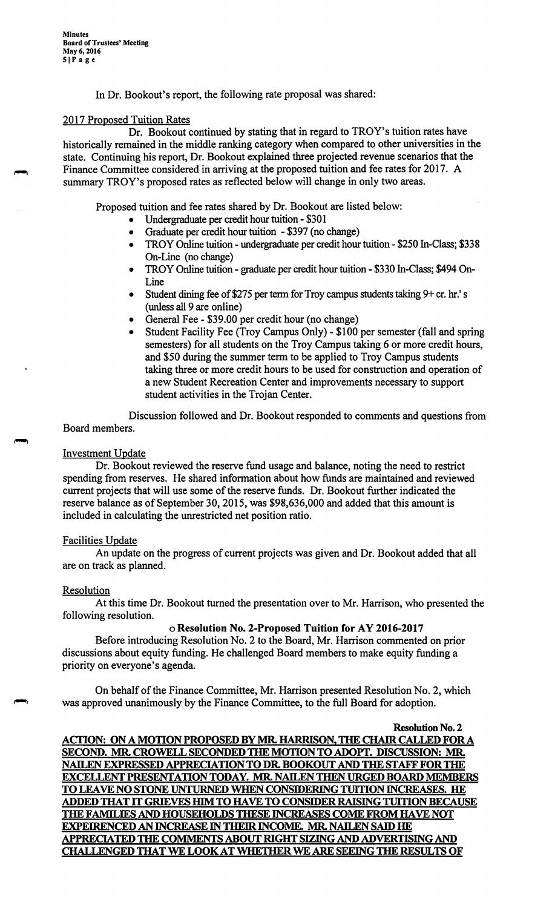In Dr. Bookout's report, the following rate proposal was shared:

2017 Proposed Tuition Rates

Dr. Bookout continued by stating that in regard to TROY's tuition rates have historically remained in the middle ranking category when compared to other universities in the state. Continuing his report, Dr. Bookout explained three projected revenue scenarios that the Finance Committee considered in arriving at the proposed tuition and fee rates for 2017. A summary TROY's proposed rates as reflected below will change in only two areas.

Proposed tuition and fee rates shared by Dr. Bookout are listed below:

- Undergraduate per credit hour tuition - $301
- Graduate per credit hour tuition - $397 (no change)
- TROY Online tuition - undergraduate per credit hour tuition - $250 In-Class; $338 On-Line (no change)
- TROY Online tuition - graduate per credit hour tuition - $330 In-Class; $494 On-Line
- Student dining fee of $275 per term for Troy campus students taking 9+ cr. hr.' s (unless all 9 are online)
- General Fee - $39.00 per credit hour (no change)
- Student Facility Fee (Troy Campus Only) - $100 per semester (fall and spring semesters) for all students on the Troy Campus taking 6 or more credit hours, and $50 during the summer term to be applied to Troy Campus students taking three or more credit hours to be used for construction and operation of a new Student Recreation Center and improvements necessary to support student activities in the Trojan Center.

Discussion followed and Dr. Bookout responded to comments and questions from Board members.

Investment Update

Dr. Bookout reviewed the reserve fund usage and balance, noting the need to restrict spending from reserves. He shared information about how funds are maintained and reviewed current projects that will use some of the reserve funds. Dr. Bookout further indicated the reserve balance as of September 30, 2015, was $98,636,000 and added that this amount is included in calculating the unrestricted net position ratio.

Facilities Update

An update on the progress of current projects was given and Dr. Bookout added that all are on track as planned.

Resolution

At this time Dr. Bookout turned the presentation over to Mr. Harrison, who presented the following resolution.

o **Resolution No. 2-Proposed Tuition for AY 2016-2017**

Before introducing Resolution No. 2 to the Board, Mr. Harrison commented on prior discussions about equity funding. He challenged Board members to make equity funding a priority on everyone's agenda.

On behalf of the Finance Committee, Mr. Harrison presented Resolution No. 2, which was approved unanimously by the Finance Committee, to the full Board for adoption.

**Resolution No. 2**

**ACTION: ON A MOTION PROPOSED BY MR. HARRISON, THE CHAIR CALLED FOR A SECOND. MR. CROWELL SECONDED THE MOTION TO ADOPT. DISCUSSION: MR. NAILEN EXPRESSED APPRECIATION TO DR. BOOKOUT AND THE STAFF FOR THE EXCELLENT PRESENTATION TODAY. MR. NAILEN THEN URGED BOARD MEMBERS TO LEAVE NO STONE UNTURNED WHEN CONSIDERING TUITION INCREASES. HE ADDED THAT IT GRIEVES HIM TO HAVE TO CONSIDER RAISING TUITION BECAUSE THE FAMILIES AND HOUSEHOLDS THESE INCREASES COME FROM HAVE NOT EXPEIRENCED AN INCREASE IN THEIR INCOME. MR. NAILEN SAID HE APPRECIATED THE COMMENTS ABOUT RIGHT SIZING AND ADVERTISING AND CHALLENGED THAT WE LOOK AT WHETHER WE ARE SEEING THE RESULTS OF**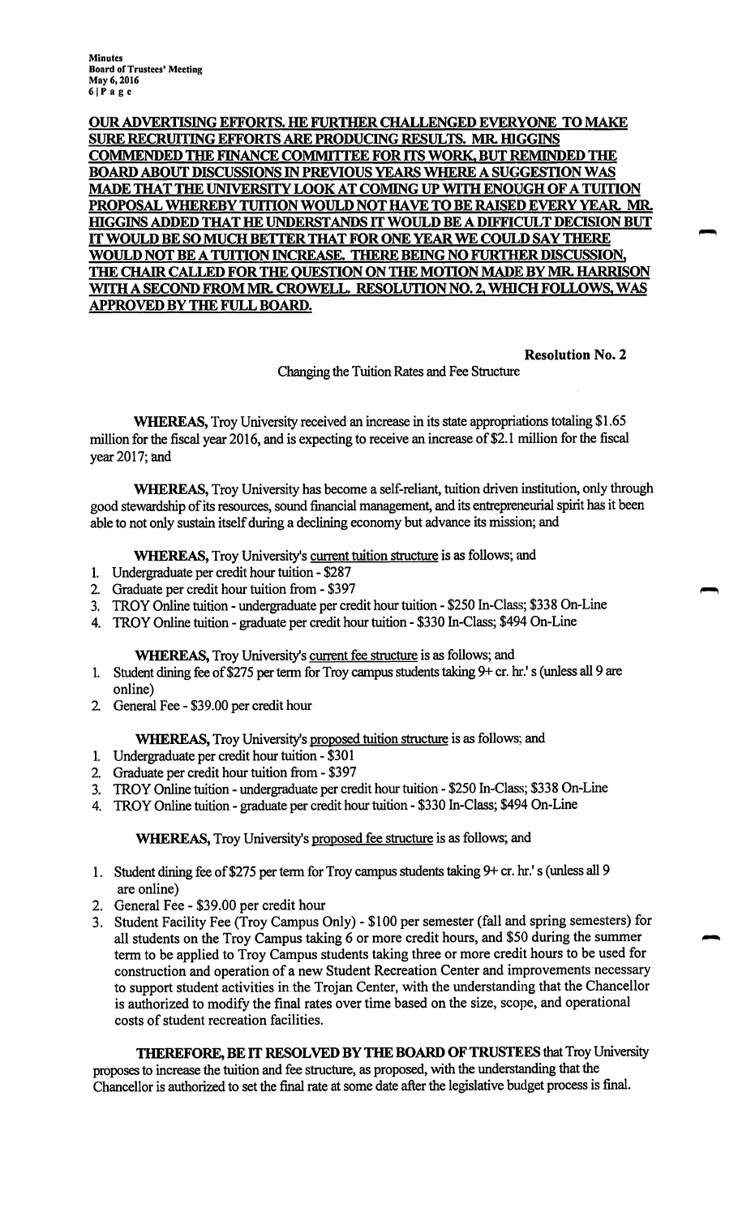**OUR ADVERTISING EFFORTS. HE FURTHER CHALLENGED EVERYONE TO MAKE SURE RECRUITING EFFORTS ARE PRODUCING RESULTS. MR. HIGGINS COMMENDED THE FINANCE COMMITTEE FOR ITS WORK, BUT REMINDED THE BOARD ABOUT DISCUSSIONS IN PREVIOUS YEARS WHERE A SUGGESTION WAS MADE THAT THE UNIVERSITY LOOK AT COMING UP WITH ENOUGH OF A TUITION PROPOSAL WHEREBY TUITION WOULD NOT HAVE TO BE RAISED EVERY YEAR. MR. HIGGINS ADDED THAT HE UNDERSTANDS IT WOULD BE A DIFFICULT DECISION BUT IT WOULD BE SO MUCH BETTER THAT FOR ONE YEAR WE COULD SAY THERE WOULD NOT BE A TUITION INCREASE. THERE BEING NO FURTHER DISCUSSION, THE CHAIR CALLED FOR THE QUESTION ON THE MOTION MADE BY MR. HARRISON WITH A SECOND FROM MR. CROWELL. RESOLUTION NO. 2, WHICH FOLLOWS, WAS APPROVED BY THE FULL BOARD.**

**Resolution No. 2**

Changing the Tuition Rates and Fee Structure

**WHEREAS,** Troy University received an increase in its state appropriations totaling $1.65 million for the fiscal year 2016, and is expecting to receive an increase of $2.1 million for the fiscal year 2017; and

**WHEREAS,** Troy University has become a self-reliant, tuition driven institution, only through good stewardship of its resources, sound financial management, and its entrepreneurial spirit has it been able to not only sustain itself during a declining economy but advance its mission; and

**WHEREAS,** Troy University's current tuition structure is as follows; and

1. Undergraduate per credit hour tuition - $287
2. Graduate per credit hour tuition from - $397
3. TROY Online tuition - undergraduate per credit hour tuition - $250 In-Class; $338 On-Line
4. TROY Online tuition - graduate per credit hour tuition - $330 In-Class; $494 On-Line

**WHEREAS,** Troy University's current fee structure is as follows; and

1. Student dining fee of $275 per term for Troy campus students taking 9+ cr. hr.' s (unless all 9 are online)
2. General Fee - $39.00 per credit hour

**WHEREAS,** Troy University's proposed tuition structure is as follows; and

1. Undergraduate per credit hour tuition - $301
2. Graduate per credit hour tuition from - $397
3. TROY Online tuition - undergraduate per credit hour tuition - $250 In-Class; $338 On-Line
4. TROY Online tuition - graduate per credit hour tuition - $330 In-Class; $494 On-Line

**WHEREAS,** Troy University's proposed fee structure is as follows; and

1. Student dining fee of $275 per term for Troy campus students taking 9+ cr. hr.' s (unless all 9 are online)
2. General Fee - $39.00 per credit hour
3. Student Facility Fee (Troy Campus Only) - $100 per semester (fall and spring semesters) for all students on the Troy Campus taking 6 or more credit hours, and $50 during the summer term to be applied to Troy Campus students taking three or more credit hours to be used for construction and operation of a new Student Recreation Center and improvements necessary to support student activities in the Trojan Center, with the understanding that the Chancellor is authorized to modify the final rates over time based on the size, scope, and operational costs of student recreation facilities.

**THEREFORE, BE IT RESOLVED BY THE BOARD OF TRUSTEES** that Troy University proposes to increase the tuition and fee structure, as proposed, with the understanding that the Chancellor is authorized to set the final rate at some date after the legislative budget process is final.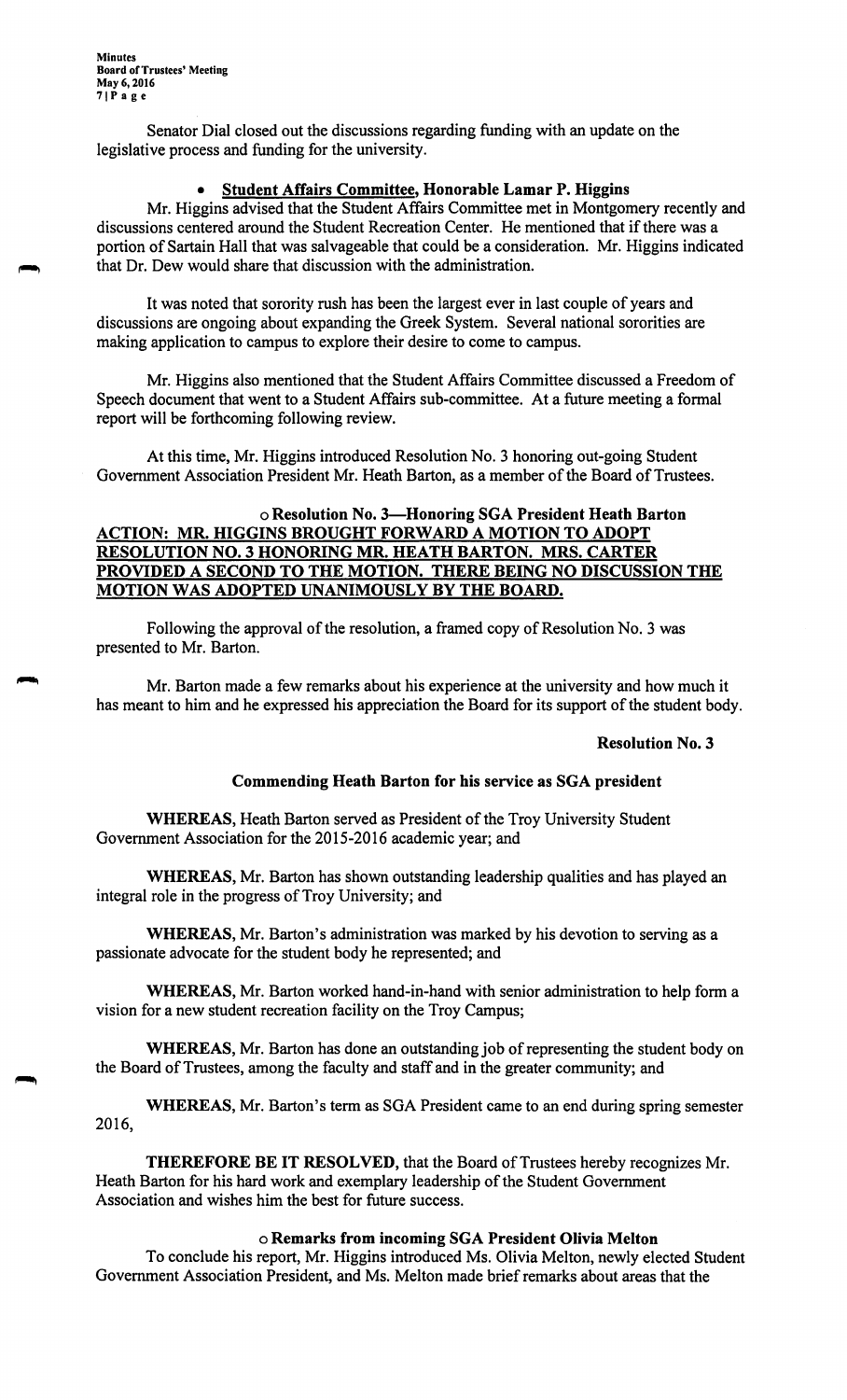Senator Dial closed out the discussions regarding funding with an update on the legislative process and funding for the university.

- **Student Affairs Committee, Honorable Lamar P. Higgins**

Mr. Higgins advised that the Student Affairs Committee met in Montgomery recently and discussions centered around the Student Recreation Center. He mentioned that if there was a portion of Sartain Hall that was salvageable that could be a consideration. Mr. Higgins indicated that Dr. Dew would share that discussion with the administration.

It was noted that sorority rush has been the largest ever in last couple of years and discussions are ongoing about expanding the Greek System. Several national sororities are making application to campus to explore their desire to come to campus.

Mr. Higgins also mentioned that the Student Affairs Committee discussed a Freedom of Speech document that went to a Student Affairs sub-committee. At a future meeting a formal report will be forthcoming following review.

At this time, Mr. Higgins introduced Resolution No. 3 honoring out-going Student Government Association President Mr. Heath Barton, as a member of the Board of Trustees.

- **Resolution No. 3—Honoring SGA President Heath Barton**

**ACTION: MR. HIGGINS BROUGHT FORWARD A MOTION TO ADOPT RESOLUTION NO. 3 HONORING MR. HEATH BARTON. MRS. CARTER PROVIDED A SECOND TO THE MOTION. THERE BEING NO DISCUSSION THE MOTION WAS ADOPTED UNANIMOUSLY BY THE BOARD.**

Following the approval of the resolution, a framed copy of Resolution No. 3 was presented to Mr. Barton.

Mr. Barton made a few remarks about his experience at the university and how much it has meant to him and he expressed his appreciation the Board for its support of the student body.

**Resolution No. 3**

**Commending Heath Barton for his service as SGA president**

**WHEREAS**, Heath Barton served as President of the Troy University Student Government Association for the 2015-2016 academic year; and

**WHEREAS**, Mr. Barton has shown outstanding leadership qualities and has played an integral role in the progress of Troy University; and

**WHEREAS**, Mr. Barton's administration was marked by his devotion to serving as a passionate advocate for the student body he represented; and

**WHEREAS**, Mr. Barton worked hand-in-hand with senior administration to help form a vision for a new student recreation facility on the Troy Campus;

**WHEREAS**, Mr. Barton has done an outstanding job of representing the student body on the Board of Trustees, among the faculty and staff and in the greater community; and

**WHEREAS**, Mr. Barton's term as SGA President came to an end during spring semester 2016,

**THEREFORE BE IT RESOLVED**, that the Board of Trustees hereby recognizes Mr. Heath Barton for his hard work and exemplary leadership of the Student Government Association and wishes him the best for future success.

- **Remarks from incoming SGA President Olivia Melton**

To conclude his report, Mr. Higgins introduced Ms. Olivia Melton, newly elected Student Government Association President, and Ms. Melton made brief remarks about areas that the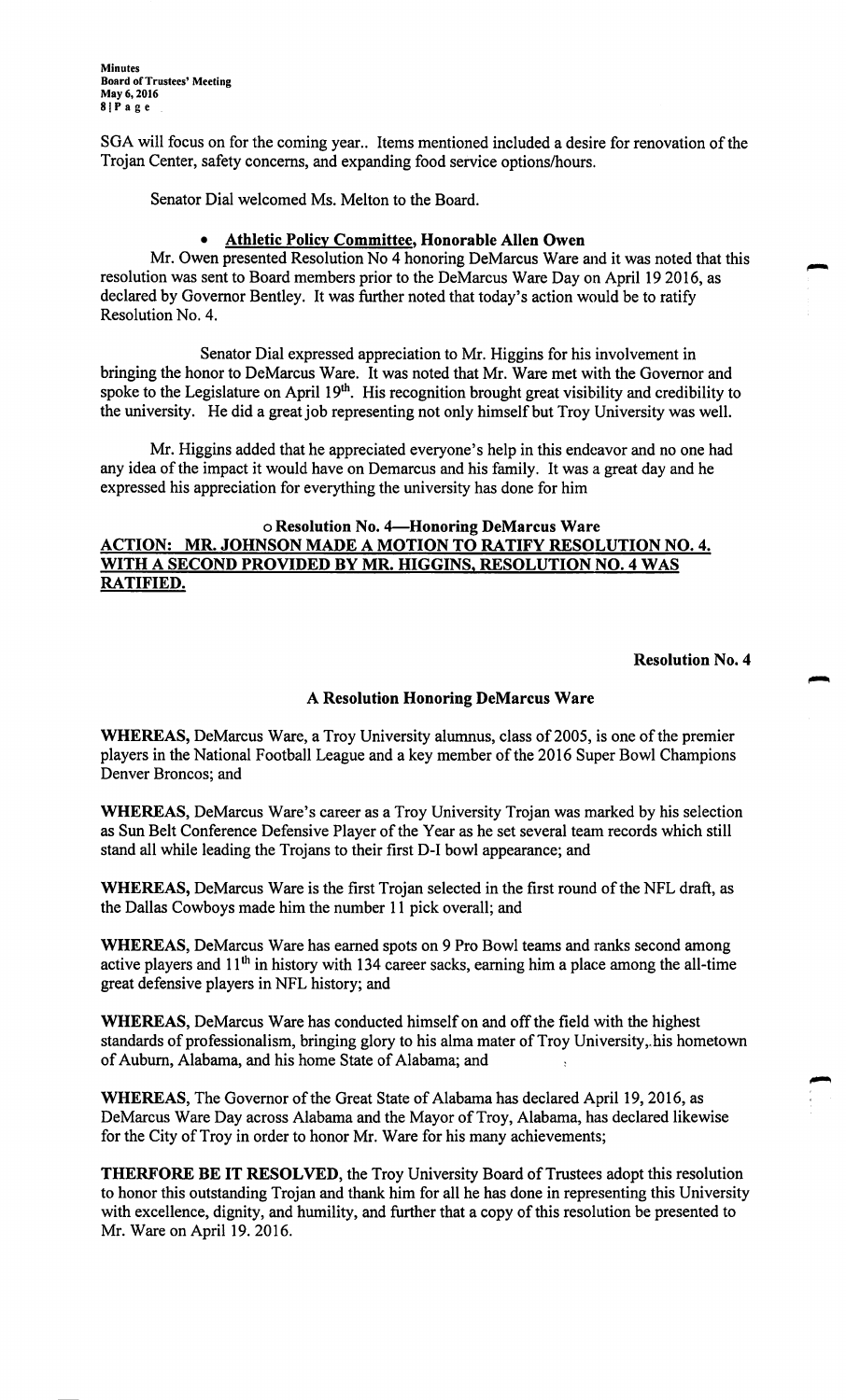SGA will focus on for the coming year.. Items mentioned included a desire for renovation of the Trojan Center, safety concerns, and expanding food service options/hours.

Senator Dial welcomed Ms. Melton to the Board.

- **Athletic Policy Committee, Honorable Allen Owen**

Mr. Owen presented Resolution No 4 honoring DeMarcus Ware and it was noted that this resolution was sent to Board members prior to the DeMarcus Ware Day on April 19 2016, as declared by Governor Bentley. It was further noted that today's action would be to ratify Resolution No. 4.

Senator Dial expressed appreciation to Mr. Higgins for his involvement in bringing the honor to DeMarcus Ware. It was noted that Mr. Ware met with the Governor and spoke to the Legislature on April 19th. His recognition brought great visibility and credibility to the university. He did a great job representing not only himself but Troy University was well.

Mr. Higgins added that he appreciated everyone's help in this endeavor and no one had any idea of the impact it would have on Demarcus and his family. It was a great day and he expressed his appreciation for everything the university has done for him

- **Resolution No. 4—Honoring DeMarcus Ware**

**ACTION: MR. JOHNSON MADE A MOTION TO RATIFY RESOLUTION NO. 4. WITH A SECOND PROVIDED BY MR. HIGGINS, RESOLUTION NO. 4 WAS RATIFIED.**

**Resolution No. 4**

**A Resolution Honoring DeMarcus Ware**

**WHEREAS,** DeMarcus Ware, a Troy University alumnus, class of 2005, is one of the premier players in the National Football League and a key member of the 2016 Super Bowl Champions Denver Broncos; and

**WHEREAS,** DeMarcus Ware's career as a Troy University Trojan was marked by his selection as Sun Belt Conference Defensive Player of the Year as he set several team records which still stand all while leading the Trojans to their first D-I bowl appearance; and

**WHEREAS,** DeMarcus Ware is the first Trojan selected in the first round of the NFL draft, as the Dallas Cowboys made him the number 11 pick overall; and

**WHEREAS,** DeMarcus Ware has earned spots on 9 Pro Bowl teams and ranks second among active players and 11th in history with 134 career sacks, earning him a place among the all-time great defensive players in NFL history; and

**WHEREAS,** DeMarcus Ware has conducted himself on and off the field with the highest standards of professionalism, bringing glory to his alma mater of Troy University, his hometown of Auburn, Alabama, and his home State of Alabama; and

**WHEREAS,** The Governor of the Great State of Alabama has declared April 19, 2016, as DeMarcus Ware Day across Alabama and the Mayor of Troy, Alabama, has declared likewise for the City of Troy in order to honor Mr. Ware for his many achievements;

**THERFORE BE IT RESOLVED,** the Troy University Board of Trustees adopt this resolution to honor this outstanding Trojan and thank him for all he has done in representing this University with excellence, dignity, and humility, and further that a copy of this resolution be presented to Mr. Ware on April 19. 2016.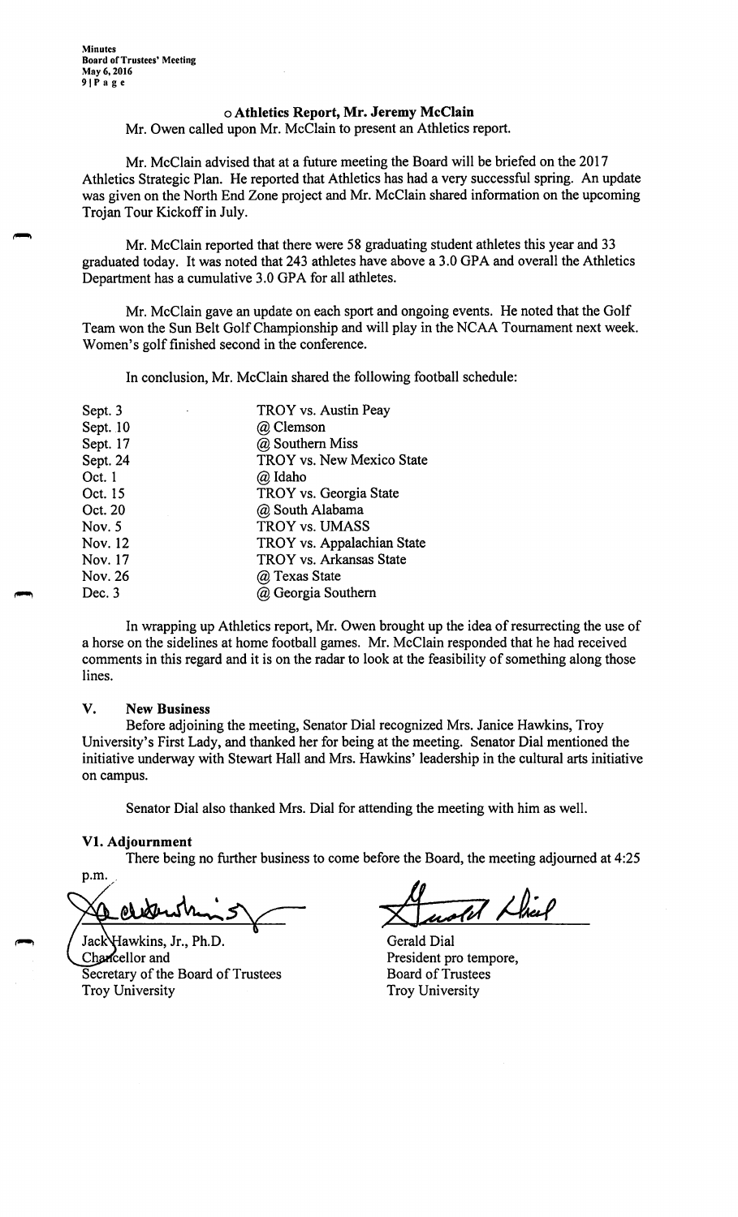**o Athletics Report, Mr. Jeremy McClain**

Mr. Owen called upon Mr. McClain to present an Athletics report.

Mr. McClain advised that at a future meeting the Board will be briefed on the 2017 Athletics Strategic Plan. He reported that Athletics has had a very successful spring. An update was given on the North End Zone project and Mr. McClain shared information on the upcoming Trojan Tour Kickoff in July.

Mr. McClain reported that there were 58 graduating student athletes this year and 33 graduated today. It was noted that 243 athletes have above a 3.0 GPA and overall the Athletics Department has a cumulative 3.0 GPA for all athletes.

Mr. McClain gave an update on each sport and ongoing events. He noted that the Golf Team won the Sun Belt Golf Championship and will play in the NCAA Tournament next week. Women's golf finished second in the conference.

In conclusion, Mr. McClain shared the following football schedule:

| | |
|---|---|
| Sept. 3 | TROY vs. Austin Peay |
| Sept. 10 | @ Clemson |
| Sept. 17 | @ Southern Miss |
| Sept. 24 | TROY vs. New Mexico State |
| Oct. 1 | @ Idaho |
| Oct. 15 | TROY vs. Georgia State |
| Oct. 20 | @ South Alabama |
| Nov. 5 | TROY vs. UMASS |
| Nov. 12 | TROY vs. Appalachian State |
| Nov. 17 | TROY vs. Arkansas State |
| Nov. 26 | @ Texas State |
| Dec. 3 | @ Georgia Southern |

In wrapping up Athletics report, Mr. Owen brought up the idea of resurrecting the use of a horse on the sidelines at home football games. Mr. McClain responded that he had received comments in this regard and it is on the radar to look at the feasibility of something along those lines.

## V. New Business

Before adjoining the meeting, Senator Dial recognized Mrs. Janice Hawkins, Troy University's First Lady, and thanked her for being at the meeting. Senator Dial mentioned the initiative underway with Stewart Hall and Mrs. Hawkins' leadership in the cultural arts initiative on campus.

Senator Dial also thanked Mrs. Dial for attending the meeting with him as well.

## VI. Adjournment

There being no further business to come before the Board, the meeting adjourned at 4:25 p.m.

Jack Hawkins, Jr., Ph.D.
Chancellor and
Secretary of the Board of Trustees
Troy University

Gerald Dial
President pro tempore,
Board of Trustees
Troy University